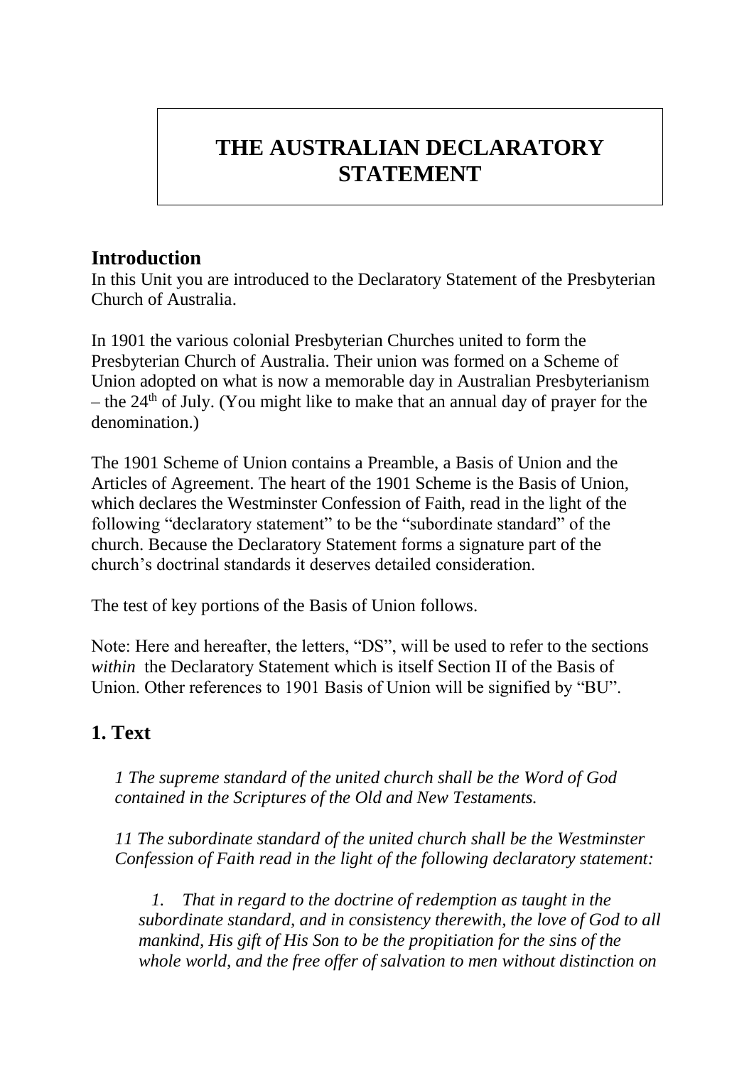# THE AUSTRALIAN DECLARATORY STATEMENT

## Introduction

In this Unit you are introduced to the Declaratory Statement of the Presbyterian Church of Australia.

In 1901 the various colonial Presbyterian Churches united to form the Presbyterian Church of Australia. Their union was formed on a Scheme of Union adopted on what is now a memorable day in Australian Presbyterianism – the 24th of July. (You might like to make that an annual day of prayer for the denomination.)

The 1901 Scheme of Union contains a Preamble, a Basis of Union and the Articles of Agreement. The heart of the 1901 Scheme is the Basis of Union, which declares the Westminster Confession of Faith, read in the light of the following "declaratory statement" to be the "subordinate standard" of the church. Because the Declaratory Statement forms a signature part of the church's doctrinal standards it deserves detailed consideration.

The test of key portions of the Basis of Union follows.

Note: Here and hereafter, the letters, "DS", will be used to refer to the sections *within* the Declaratory Statement which is itself Section II of the Basis of Union. Other references to 1901 Basis of Union will be signified by "BU".

## 1. Text

*1 The supreme standard of the united church shall be the Word of God contained in the Scriptures of the Old and New Testaments.*

*11 The subordinate standard of the united church shall be the Westminster Confession of Faith read in the light of the following declaratory statement:*

1. *That in regard to the doctrine of redemption as taught in the subordinate standard, and in consistency therewith, the love of God to all mankind, His gift of His Son to be the propitiation for the sins of the whole world, and the free offer of salvation to men without distinction on*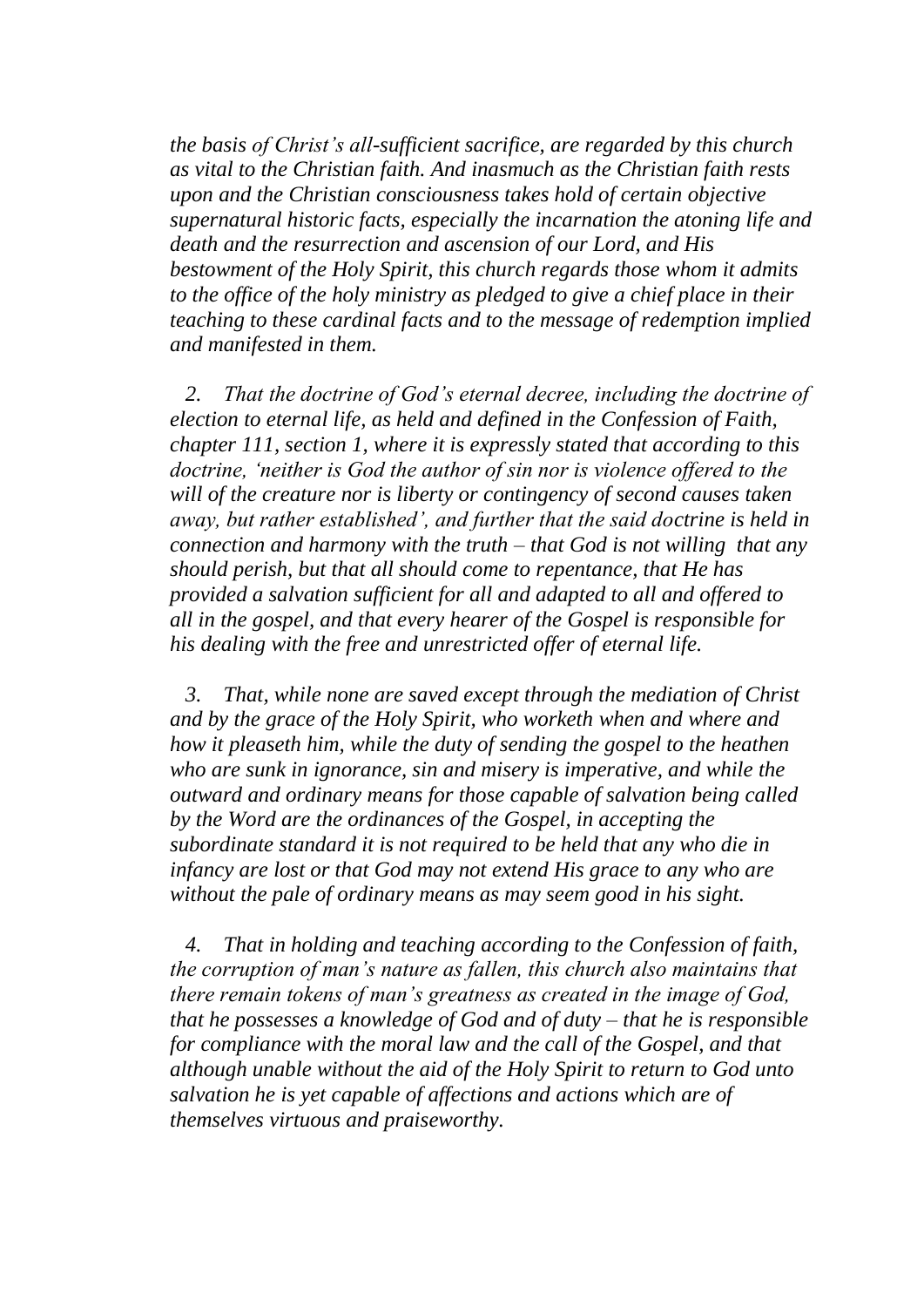*the basis of Christ's all-sufficient sacrifice, are regarded by this church as vital to the Christian faith. And inasmuch as the Christian faith rests upon and the Christian consciousness takes hold of certain objective supernatural historic facts, especially the incarnation the atoning life and death and the resurrection and ascension of our Lord, and His bestowment of the Holy Spirit, this church regards those whom it admits to the office of the holy ministry as pledged to give a chief place in their teaching to these cardinal facts and to the message of redemption implied and manifested in them.*

*2. That the doctrine of God's eternal decree, including the doctrine of election to eternal life, as held and defined in the Confession of Faith, chapter 111, section 1, where it is expressly stated that according to this doctrine, 'neither is God the author of sin nor is violence offered to the will of the creature nor is liberty or contingency of second causes taken away, but rather established', and further that the said doctrine is held in connection and harmony with the truth – that God is not willing that any should perish, but that all should come to repentance, that He has provided a salvation sufficient for all and adapted to all and offered to all in the gospel, and that every hearer of the Gospel is responsible for his dealing with the free and unrestricted offer of eternal life.*

*3. That, while none are saved except through the mediation of Christ and by the grace of the Holy Spirit, who worketh when and where and how it pleaseth him, while the duty of sending the gospel to the heathen who are sunk in ignorance, sin and misery is imperative, and while the outward and ordinary means for those capable of salvation being called by the Word are the ordinances of the Gospel, in accepting the subordinate standard it is not required to be held that any who die in infancy are lost or that God may not extend His grace to any who are without the pale of ordinary means as may seem good in his sight.*

*4. That in holding and teaching according to the Confession of faith, the corruption of man's nature as fallen, this church also maintains that there remain tokens of man's greatness as created in the image of God, that he possesses a knowledge of God and of duty – that he is responsible for compliance with the moral law and the call of the Gospel, and that although unable without the aid of the Holy Spirit to return to God unto salvation he is yet capable of affections and actions which are of themselves virtuous and praiseworthy.*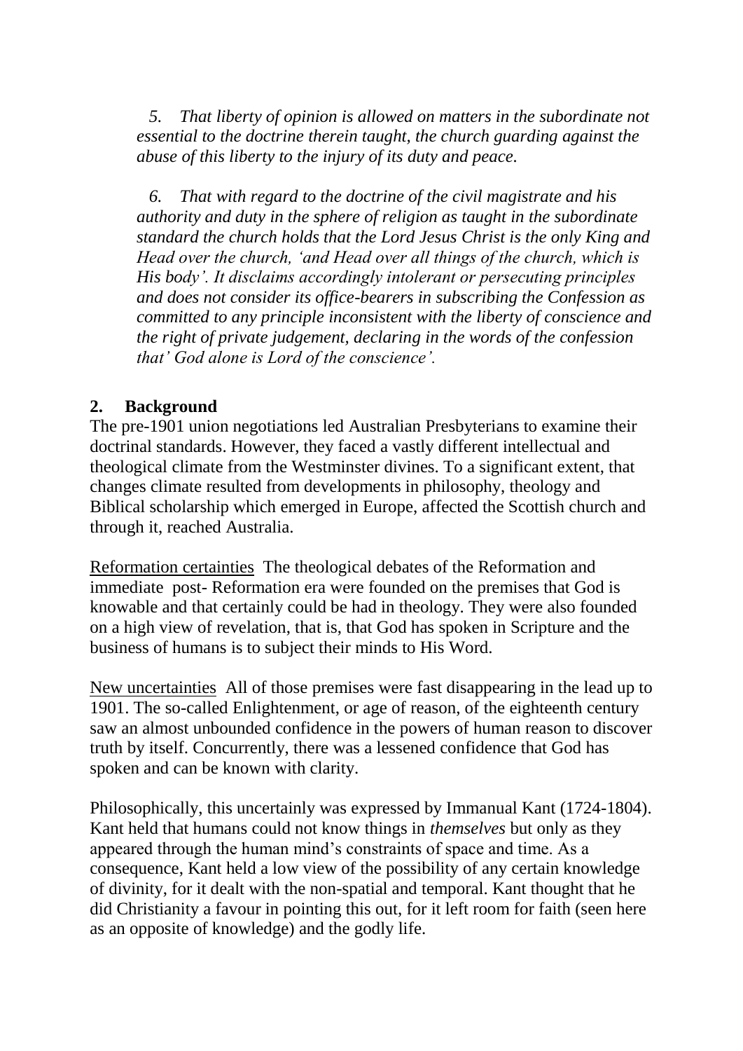*5. That liberty of opinion is allowed on matters in the subordinate not essential to the doctrine therein taught, the church guarding against the abuse of this liberty to the injury of its duty and peace.*

*6. That with regard to the doctrine of the civil magistrate and his authority and duty in the sphere of religion as taught in the subordinate standard the church holds that the Lord Jesus Christ is the only King and Head over the church, 'and Head over all things of the church, which is His body'. It disclaims accordingly intolerant or persecuting principles and does not consider its office-bearers in subscribing the Confession as committed to any principle inconsistent with the liberty of conscience and the right of private judgement, declaring in the words of the confession that' God alone is Lord of the conscience'.*

## 2. Background

The pre-1901 union negotiations led Australian Presbyterians to examine their doctrinal standards. However, they faced a vastly different intellectual and theological climate from the Westminster divines. To a significant extent, that changes climate resulted from developments in philosophy, theology and Biblical scholarship which emerged in Europe, affected the Scottish church and through it, reached Australia.

Reformation certainties The theological debates of the Reformation and immediate post- Reformation era were founded on the premises that God is knowable and that certainly could be had in theology. They were also founded on a high view of revelation, that is, that God has spoken in Scripture and the business of humans is to subject their minds to His Word.

New uncertainties All of those premises were fast disappearing in the lead up to 1901. The so-called Enlightenment, or age of reason, of the eighteenth century saw an almost unbounded confidence in the powers of human reason to discover truth by itself. Concurrently, there was a lessened confidence that God has spoken and can be known with clarity.

Philosophically, this uncertainly was expressed by Immanual Kant (1724-1804). Kant held that humans could not know things in *themselves* but only as they appeared through the human mind's constraints of space and time. As a consequence, Kant held a low view of the possibility of any certain knowledge of divinity, for it dealt with the non-spatial and temporal. Kant thought that he did Christianity a favour in pointing this out, for it left room for faith (seen here as an opposite of knowledge) and the godly life.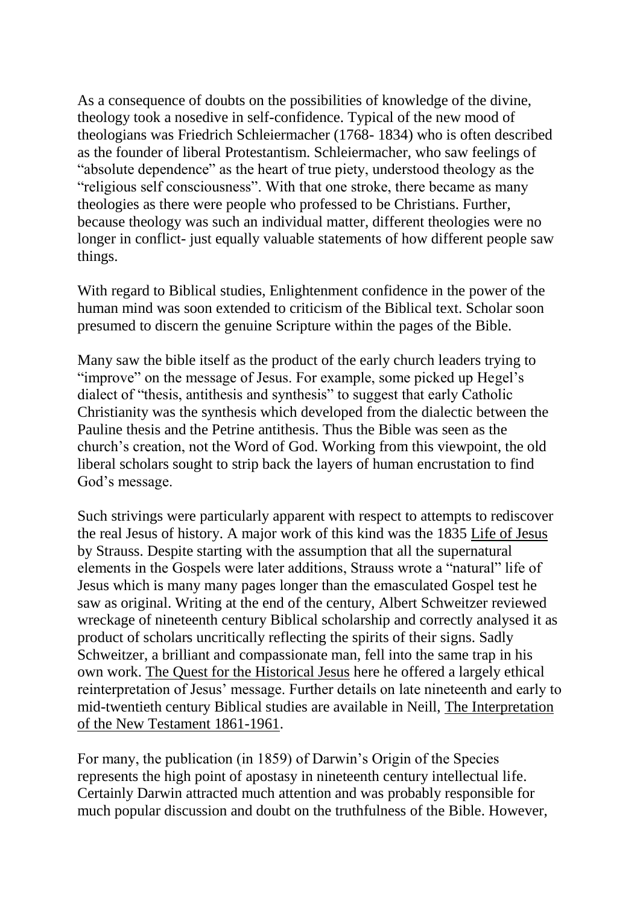As a consequence of doubts on the possibilities of knowledge of the divine, theology took a nosedive in self-confidence. Typical of the new mood of theologians was Friedrich Schleiermacher (1768- 1834) who is often described as the founder of liberal Protestantism. Schleiermacher, who saw feelings of "absolute dependence" as the heart of true piety, understood theology as the "religious self consciousness". With that one stroke, there became as many theologies as there were people who professed to be Christians. Further, because theology was such an individual matter, different theologies were no longer in conflict- just equally valuable statements of how different people saw things.

With regard to Biblical studies, Enlightenment confidence in the power of the human mind was soon extended to criticism of the Biblical text. Scholar soon presumed to discern the genuine Scripture within the pages of the Bible.

Many saw the bible itself as the product of the early church leaders trying to "improve" on the message of Jesus. For example, some picked up Hegel's dialect of "thesis, antithesis and synthesis" to suggest that early Catholic Christianity was the synthesis which developed from the dialectic between the Pauline thesis and the Petrine antithesis. Thus the Bible was seen as the church's creation, not the Word of God. Working from this viewpoint, the old liberal scholars sought to strip back the layers of human encrustation to find God's message.

Such strivings were particularly apparent with respect to attempts to rediscover the real Jesus of history. A major work of this kind was the 1835 Life of Jesus by Strauss. Despite starting with the assumption that all the supernatural elements in the Gospels were later additions, Strauss wrote a "natural" life of Jesus which is many many pages longer than the emasculated Gospel test he saw as original. Writing at the end of the century, Albert Schweitzer reviewed wreckage of nineteenth century Biblical scholarship and correctly analysed it as product of scholars uncritically reflecting the spirits of their signs. Sadly Schweitzer, a brilliant and compassionate man, fell into the same trap in his own work. The Quest for the Historical Jesus here he offered a largely ethical reinterpretation of Jesus' message. Further details on late nineteenth and early to mid-twentieth century Biblical studies are available in Neill, The Interpretation of the New Testament 1861-1961.

For many, the publication (in 1859) of Darwin's Origin of the Species represents the high point of apostasy in nineteenth century intellectual life. Certainly Darwin attracted much attention and was probably responsible for much popular discussion and doubt on the truthfulness of the Bible. However,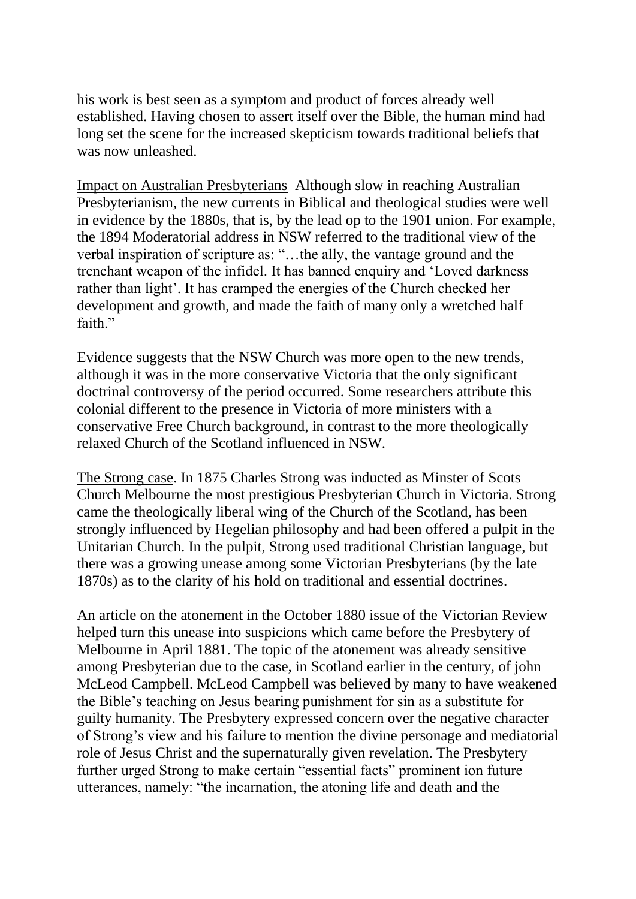his work is best seen as a symptom and product of forces already well established. Having chosen to assert itself over the Bible, the human mind had long set the scene for the increased skepticism towards traditional beliefs that was now unleashed.

<u>Impact on Australian Presbyterians</u> Although slow in reaching Australian Presbyterianism, the new currents in Biblical and theological studies were well in evidence by the 1880s, that is, by the lead op to the 1901 union. For example, the 1894 Moderatorial address in NSW referred to the traditional view of the verbal inspiration of scripture as: "…the ally, the vantage ground and the trenchant weapon of the infidel. It has banned enquiry and 'Loved darkness rather than light'. It has cramped the energies of the Church checked her development and growth, and made the faith of many only a wretched half faith."

Evidence suggests that the NSW Church was more open to the new trends, although it was in the more conservative Victoria that the only significant doctrinal controversy of the period occurred. Some researchers attribute this colonial different to the presence in Victoria of more ministers with a conservative Free Church background, in contrast to the more theologically relaxed Church of the Scotland influenced in NSW.

<u>The Strong case</u>. In 1875 Charles Strong was inducted as Minster of Scots Church Melbourne the most prestigious Presbyterian Church in Victoria. Strong came the theologically liberal wing of the Church of the Scotland, has been strongly influenced by Hegelian philosophy and had been offered a pulpit in the Unitarian Church. In the pulpit, Strong used traditional Christian language, but there was a growing unease among some Victorian Presbyterians (by the late 1870s) as to the clarity of his hold on traditional and essential doctrines.

An article on the atonement in the October 1880 issue of the Victorian Review helped turn this unease into suspicions which came before the Presbytery of Melbourne in April 1881. The topic of the atonement was already sensitive among Presbyterian due to the case, in Scotland earlier in the century, of john McLeod Campbell. McLeod Campbell was believed by many to have weakened the Bible's teaching on Jesus bearing punishment for sin as a substitute for guilty humanity. The Presbytery expressed concern over the negative character of Strong's view and his failure to mention the divine personage and mediatorial role of Jesus Christ and the supernaturally given revelation. The Presbytery further urged Strong to make certain "essential facts" prominent ion future utterances, namely: "the incarnation, the atoning life and death and the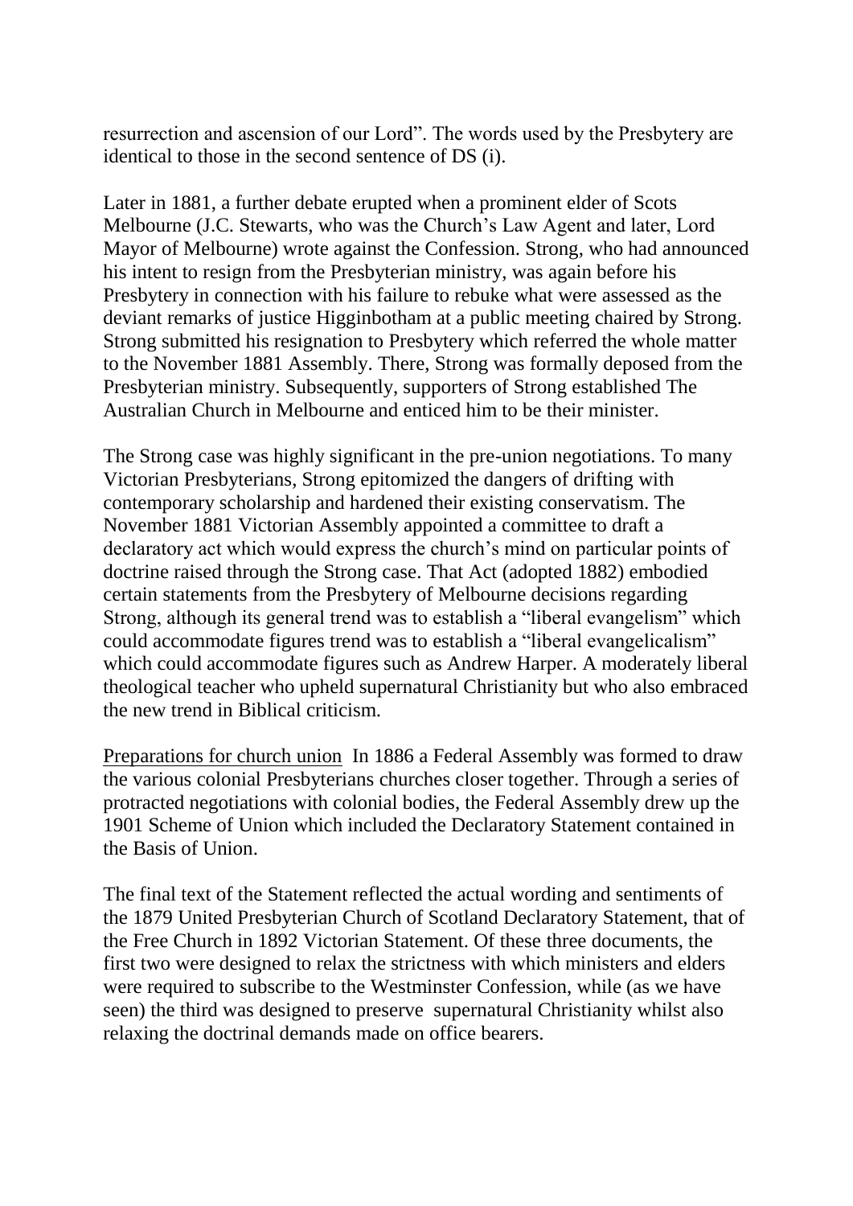resurrection and ascension of our Lord". The words used by the Presbytery are identical to those in the second sentence of DS (i).

Later in 1881, a further debate erupted when a prominent elder of Scots Melbourne (J.C. Stewarts, who was the Church's Law Agent and later, Lord Mayor of Melbourne) wrote against the Confession. Strong, who had announced his intent to resign from the Presbyterian ministry, was again before his Presbytery in connection with his failure to rebuke what were assessed as the deviant remarks of justice Higginbotham at a public meeting chaired by Strong. Strong submitted his resignation to Presbytery which referred the whole matter to the November 1881 Assembly. There, Strong was formally deposed from the Presbyterian ministry. Subsequently, supporters of Strong established The Australian Church in Melbourne and enticed him to be their minister.

The Strong case was highly significant in the pre-union negotiations. To many Victorian Presbyterians, Strong epitomized the dangers of drifting with contemporary scholarship and hardened their existing conservatism. The November 1881 Victorian Assembly appointed a committee to draft a declaratory act which would express the church's mind on particular points of doctrine raised through the Strong case. That Act (adopted 1882) embodied certain statements from the Presbytery of Melbourne decisions regarding Strong, although its general trend was to establish a "liberal evangelism" which could accommodate figures trend was to establish a "liberal evangelicalism" which could accommodate figures such as Andrew Harper. A moderately liberal theological teacher who upheld supernatural Christianity but who also embraced the new trend in Biblical criticism.

<u>Preparations for church union</u> In 1886 a Federal Assembly was formed to draw the various colonial Presbyterians churches closer together. Through a series of protracted negotiations with colonial bodies, the Federal Assembly drew up the 1901 Scheme of Union which included the Declaratory Statement contained in the Basis of Union.

The final text of the Statement reflected the actual wording and sentiments of the 1879 United Presbyterian Church of Scotland Declaratory Statement, that of the Free Church in 1892 Victorian Statement. Of these three documents, the first two were designed to relax the strictness with which ministers and elders were required to subscribe to the Westminster Confession, while (as we have seen) the third was designed to preserve supernatural Christianity whilst also relaxing the doctrinal demands made on office bearers.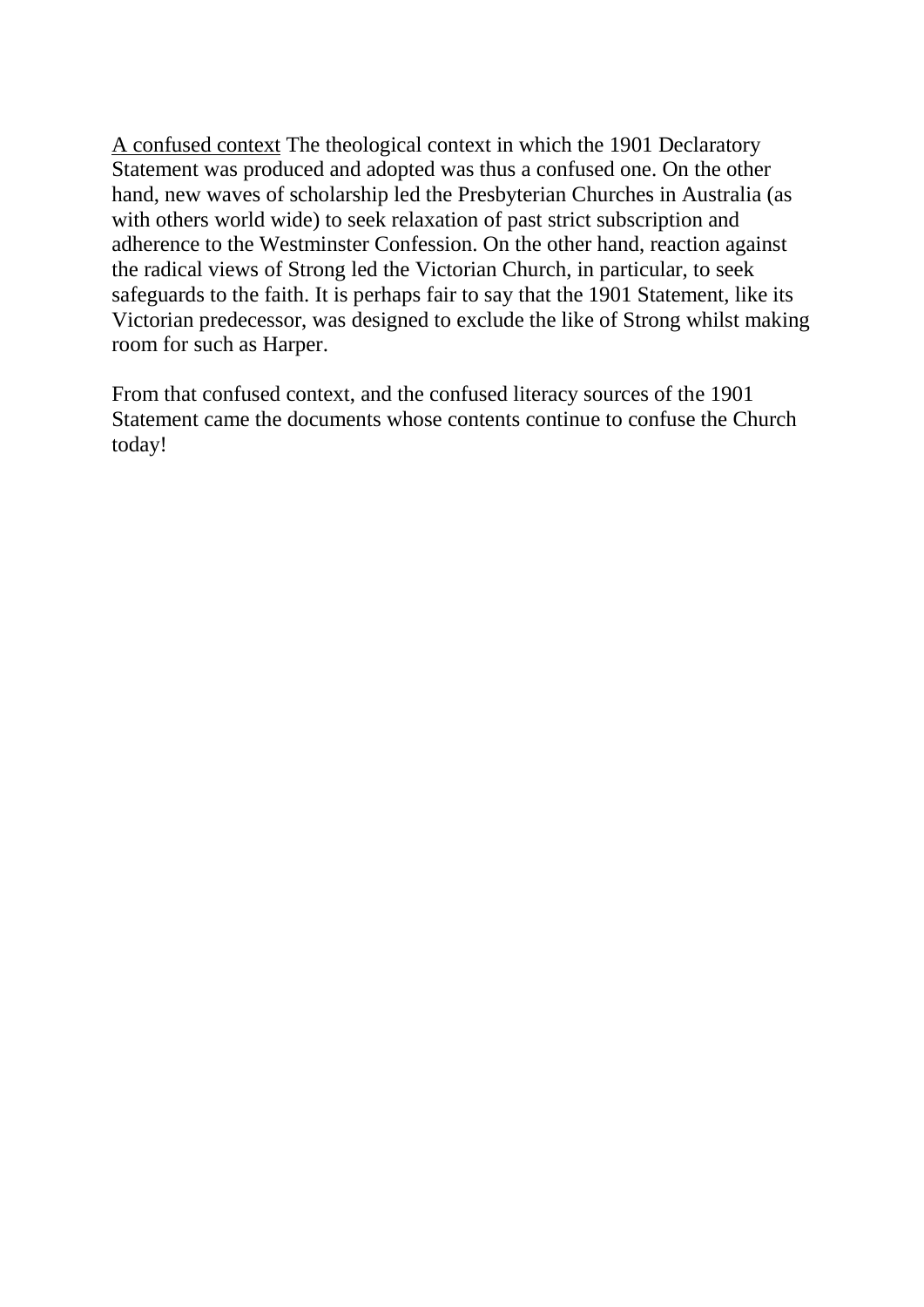A confused context The theological context in which the 1901 Declaratory Statement was produced and adopted was thus a confused one. On the other hand, new waves of scholarship led the Presbyterian Churches in Australia (as with others world wide) to seek relaxation of past strict subscription and adherence to the Westminster Confession. On the other hand, reaction against the radical views of Strong led the Victorian Church, in particular, to seek safeguards to the faith. It is perhaps fair to say that the 1901 Statement, like its Victorian predecessor, was designed to exclude the like of Strong whilst making room for such as Harper.

From that confused context, and the confused literacy sources of the 1901 Statement came the documents whose contents continue to confuse the Church today!